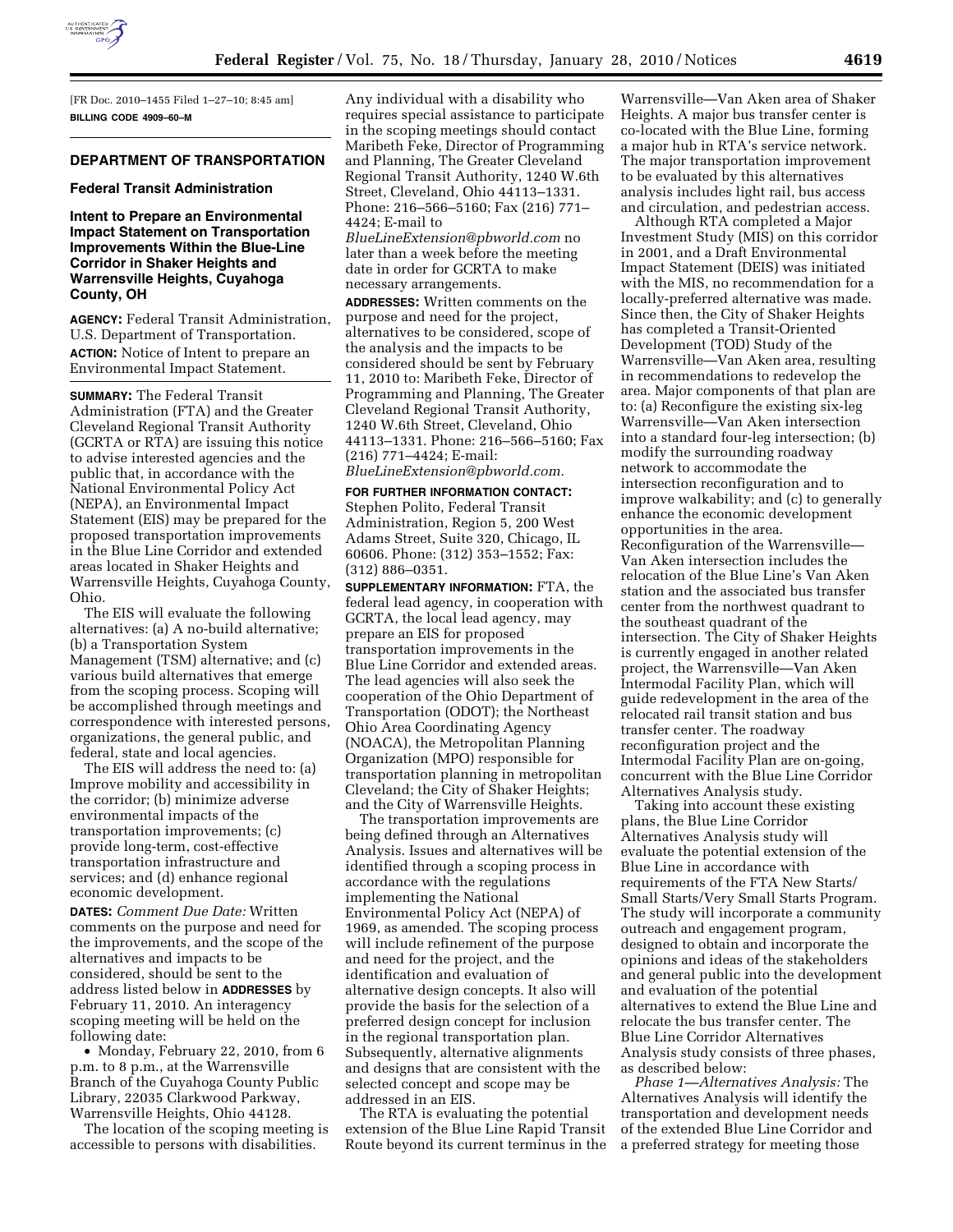[FR Doc. 2010–1455 Filed 1–27–10; 8:45 am]

**BILLING CODE 4909–60–M**

## DEPARTMENT OF TRANSPORTATION

### Federal Transit Administration

### Intent to Prepare an Environmental Impact Statement on Transportation Improvements Within the Blue-Line Corridor in Shaker Heights and Warrensville Heights, Cuyahoga County, OH

**AGENCY:** Federal Transit Administration, U.S. Department of Transportation.

**ACTION:** Notice of Intent to prepare an Environmental Impact Statement.

**SUMMARY:** The Federal Transit Administration (FTA) and the Greater Cleveland Regional Transit Authority (GCRTA or RTA) are issuing this notice to advise interested agencies and the public that, in accordance with the National Environmental Policy Act (NEPA), an Environmental Impact Statement (EIS) may be prepared for the proposed transportation improvements in the Blue Line Corridor and extended areas located in Shaker Heights and Warrensville Heights, Cuyahoga County, Ohio.

The EIS will evaluate the following alternatives: (a) A no-build alternative; (b) a Transportation System Management (TSM) alternative; and (c) various build alternatives that emerge from the scoping process. Scoping will be accomplished through meetings and correspondence with interested persons, organizations, the general public, and federal, state and local agencies.

The EIS will address the need to: (a) Improve mobility and accessibility in the corridor; (b) minimize adverse environmental impacts of the transportation improvements; (c) provide long-term, cost-effective transportation infrastructure and services; and (d) enhance regional economic development.

**DATES:** *Comment Due Date:* Written comments on the purpose and need for the improvements, and the scope of the alternatives and impacts to be considered, should be sent to the address listed below in **ADDRESSES** by February 11, 2010. An interagency scoping meeting will be held on the following date:

- Monday, February 22, 2010, from 6 p.m. to 8 p.m., at the Warrensville Branch of the Cuyahoga County Public Library, 22035 Clarkwood Parkway, Warrensville Heights, Ohio 44128.

The location of the scoping meeting is accessible to persons with disabilities. Any individual with a disability who requires special assistance to participate in the scoping meetings should contact Maribeth Feke, Director of Programming and Planning, The Greater Cleveland Regional Transit Authority, 1240 W.6th Street, Cleveland, Ohio 44113–1331. Phone: 216–566–5160; Fax (216) 771–4424; E-mail to *BlueLineExtension@pbworld.com* no later than a week before the meeting date in order for GCRTA to make necessary arrangements.

**ADDRESSES:** Written comments on the purpose and need for the project, alternatives to be considered, scope of the analysis and the impacts to be considered should be sent by February 11, 2010 to: Maribeth Feke, Director of Programming and Planning, The Greater Cleveland Regional Transit Authority, 1240 W.6th Street, Cleveland, Ohio 44113–1331. Phone: 216–566–5160; Fax (216) 771–4424; E-mail: *BlueLineExtension@pbworld.com.*

**FOR FURTHER INFORMATION CONTACT:** Stephen Polito, Federal Transit Administration, Region 5, 200 West Adams Street, Suite 320, Chicago, IL 60606. Phone: (312) 353–1552; Fax: (312) 886–0351.

**SUPPLEMENTARY INFORMATION:** FTA, the federal lead agency, in cooperation with GCRTA, the local lead agency, may prepare an EIS for proposed transportation improvements in the Blue Line Corridor and extended areas. The lead agencies will also seek the cooperation of the Ohio Department of Transportation (ODOT); the Northeast Ohio Area Coordinating Agency (NOACA), the Metropolitan Planning Organization (MPO) responsible for transportation planning in metropolitan Cleveland; the City of Shaker Heights; and the City of Warrensville Heights.

The transportation improvements are being defined through an Alternatives Analysis. Issues and alternatives will be identified through a scoping process in accordance with the regulations implementing the National Environmental Policy Act (NEPA) of 1969, as amended. The scoping process will include refinement of the purpose and need for the project, and the identification and evaluation of alternative design concepts. It also will provide the basis for the selection of a preferred design concept for inclusion in the regional transportation plan. Subsequently, alternative alignments and designs that are consistent with the selected concept and scope may be addressed in an EIS.

The RTA is evaluating the potential extension of the Blue Line Rapid Transit Route beyond its current terminus in the Warrensville—Van Aken area of Shaker Heights. A major bus transfer center is co-located with the Blue Line, forming a major hub in RTA's service network. The major transportation improvement to be evaluated by this alternatives analysis includes light rail, bus access and circulation, and pedestrian access.

Although RTA completed a Major Investment Study (MIS) on this corridor in 2001, and a Draft Environmental Impact Statement (DEIS) was initiated with the MIS, no recommendation for a locally-preferred alternative was made. Since then, the City of Shaker Heights has completed a Transit-Oriented Development (TOD) Study of the Warrensville—Van Aken area, resulting in recommendations to redevelop the area. Major components of that plan are to: (a) Reconfigure the existing six-leg Warrensville—Van Aken intersection into a standard four-leg intersection; (b) modify the surrounding roadway network to accommodate the intersection reconfiguration and to improve walkability; and (c) to generally enhance the economic development opportunities in the area. Reconfiguration of the Warrensville—Van Aken intersection includes the relocation of the Blue Line's Van Aken station and the associated bus transfer center from the northwest quadrant to the southeast quadrant of the intersection. The City of Shaker Heights is currently engaged in another related project, the Warrensville—Van Aken Intermodal Facility Plan, which will guide redevelopment in the area of the relocated rail transit station and bus transfer center. The roadway reconfiguration project and the Intermodal Facility Plan are on-going, concurrent with the Blue Line Corridor Alternatives Analysis study.

Taking into account these existing plans, the Blue Line Corridor Alternatives Analysis study will evaluate the potential extension of the Blue Line in accordance with requirements of the FTA New Starts/Small Starts/Very Small Starts Program. The study will incorporate a community outreach and engagement program, designed to obtain and incorporate the opinions and ideas of the stakeholders and general public into the development and evaluation of the potential alternatives to extend the Blue Line and relocate the bus transfer center. The Blue Line Corridor Alternatives Analysis study consists of three phases, as described below:

*Phase 1—Alternatives Analysis:* The Alternatives Analysis will identify the transportation and development needs of the extended Blue Line Corridor and a preferred strategy for meeting those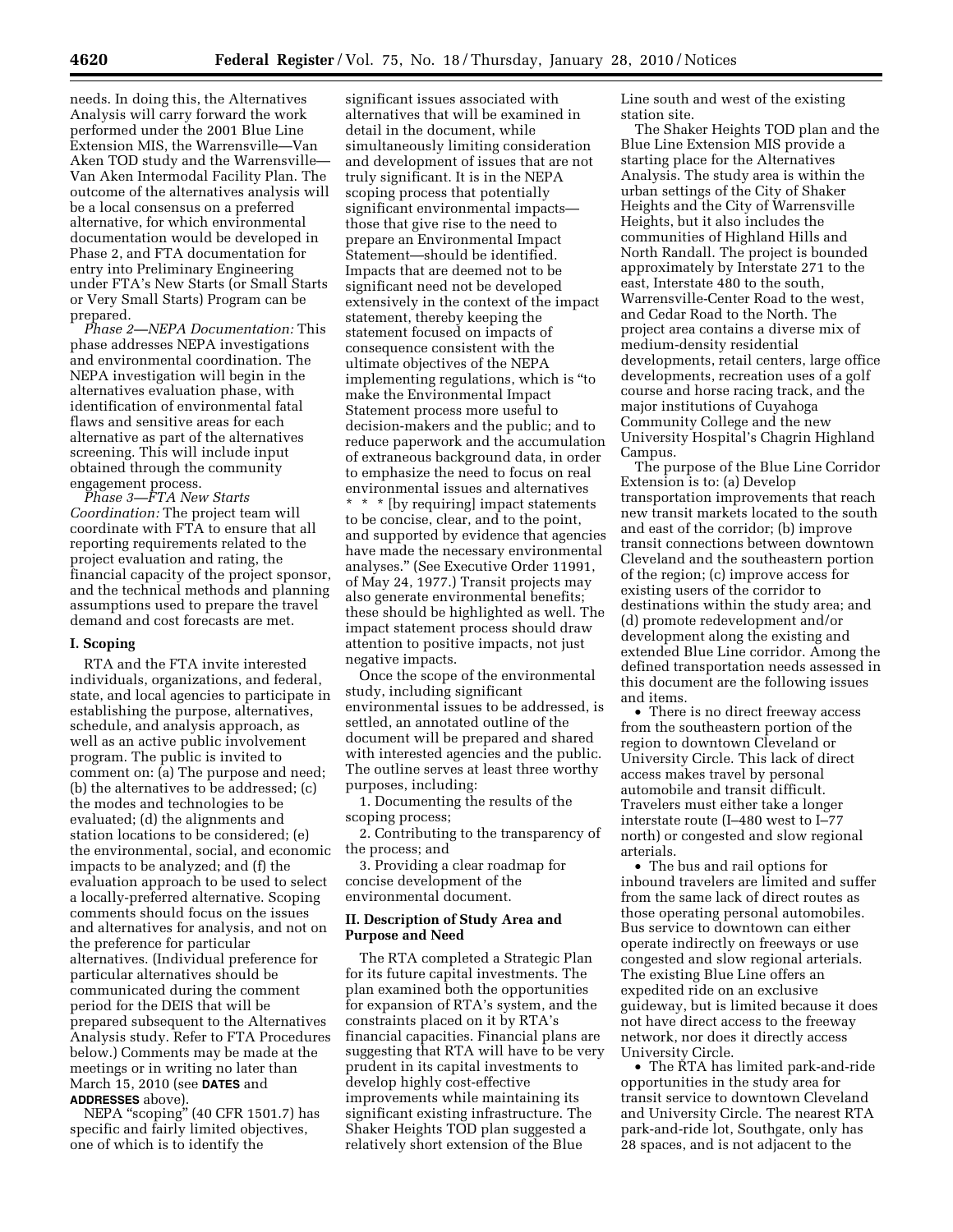needs. In doing this, the Alternatives Analysis will carry forward the work performed under the 2001 Blue Line Extension MIS, the Warrensville—Van Aken TOD study and the Warrensville—Van Aken Intermodal Facility Plan. The outcome of the alternatives analysis will be a local consensus on a preferred alternative, for which environmental documentation would be developed in Phase 2, and FTA documentation for entry into Preliminary Engineering under FTA's New Starts (or Small Starts or Very Small Starts) Program can be prepared.

*Phase 2—NEPA Documentation:* This phase addresses NEPA investigations and environmental coordination. The NEPA investigation will begin in the alternatives evaluation phase, with identification of environmental fatal flaws and sensitive areas for each alternative as part of the alternatives screening. This will include input obtained through the community engagement process.

*Phase 3—FTA New Starts Coordination:* The project team will coordinate with FTA to ensure that all reporting requirements related to the project evaluation and rating, the financial capacity of the project sponsor, and the technical methods and planning assumptions used to prepare the travel demand and cost forecasts are met.

## I. Scoping

RTA and the FTA invite interested individuals, organizations, and federal, state, and local agencies to participate in establishing the purpose, alternatives, schedule, and analysis approach, as well as an active public involvement program. The public is invited to comment on: (a) The purpose and need; (b) the alternatives to be addressed; (c) the modes and technologies to be evaluated; (d) the alignments and station locations to be considered; (e) the environmental, social, and economic impacts to be analyzed; and (f) the evaluation approach to be used to select a locally-preferred alternative. Scoping comments should focus on the issues and alternatives for analysis, and not on the preference for particular alternatives. (Individual preference for particular alternatives should be communicated during the comment period for the DEIS that will be prepared subsequent to the Alternatives Analysis study. Refer to FTA Procedures below.) Comments may be made at the meetings or in writing no later than March 15, 2010 (see **DATES** and **ADDRESSES** above).

NEPA "scoping" (40 CFR 1501.7) has specific and fairly limited objectives, one of which is to identify the significant issues associated with alternatives that will be examined in detail in the document, while simultaneously limiting consideration and development of issues that are not truly significant. It is in the NEPA scoping process that potentially significant environmental impacts—those that give rise to the need to prepare an Environmental Impact Statement—should be identified. Impacts that are deemed not to be significant need not be developed extensively in the context of the impact statement, thereby keeping the statement focused on impacts of consequence consistent with the ultimate objectives of the NEPA implementing regulations, which is "to make the Environmental Impact Statement process more useful to decision-makers and the public; and to reduce paperwork and the accumulation of extraneous background data, in order to emphasize the need to focus on real environmental issues and alternatives * * * [by requiring] impact statements to be concise, clear, and to the point, and supported by evidence that agencies have made the necessary environmental analyses." (See Executive Order 11991, of May 24, 1977.) Transit projects may also generate environmental benefits; these should be highlighted as well. The impact statement process should draw attention to positive impacts, not just negative impacts.

Once the scope of the environmental study, including significant environmental issues to be addressed, is settled, an annotated outline of the document will be prepared and shared with interested agencies and the public. The outline serves at least three worthy purposes, including:

1. Documenting the results of the scoping process;
2. Contributing to the transparency of the process; and
3. Providing a clear roadmap for concise development of the environmental document.

## II. Description of Study Area and Purpose and Need

The RTA completed a Strategic Plan for its future capital investments. The plan examined both the opportunities for expansion of RTA's system, and the constraints placed on it by RTA's financial capacities. Financial plans are suggesting that RTA will have to be very prudent in its capital investments to develop highly cost-effective improvements while maintaining its significant existing infrastructure. The Shaker Heights TOD plan suggested a relatively short extension of the Blue Line south and west of the existing station site.

The Shaker Heights TOD plan and the Blue Line Extension MIS provide a starting place for the Alternatives Analysis. The study area is within the urban settings of the City of Shaker Heights and the City of Warrensville Heights, but it also includes the communities of Highland Hills and North Randall. The project is bounded approximately by Interstate 271 to the east, Interstate 480 to the south, Warrensville-Center Road to the west, and Cedar Road to the North. The project area contains a diverse mix of medium-density residential developments, retail centers, large office developments, recreation uses of a golf course and horse racing track, and the major institutions of Cuyahoga Community College and the new University Hospital's Chagrin Highland Campus.

The purpose of the Blue Line Corridor Extension is to: (a) Develop transportation improvements that reach new transit markets located to the south and east of the corridor; (b) improve transit connections between downtown Cleveland and the southeastern portion of the region; (c) improve access for existing users of the corridor to destinations within the study area; and (d) promote redevelopment and/or development along the existing and extended Blue Line corridor. Among the defined transportation needs assessed in this document are the following issues and items.

- There is no direct freeway access from the southeastern portion of the region to downtown Cleveland or University Circle. This lack of direct access makes travel by personal automobile and transit difficult. Travelers must either take a longer interstate route (I–480 west to I–77 north) or congested and slow regional arterials.
- The bus and rail options for inbound travelers are limited and suffer from the same lack of direct routes as those operating personal automobiles. Bus service to downtown can either operate indirectly on freeways or use congested and slow regional arterials. The existing Blue Line offers an expedited ride on an exclusive guideway, but is limited because it does not have direct access to the freeway network, nor does it directly access University Circle.
- The RTA has limited park-and-ride opportunities in the study area for transit service to downtown Cleveland and University Circle. The nearest RTA park-and-ride lot, Southgate, only has 28 spaces, and is not adjacent to the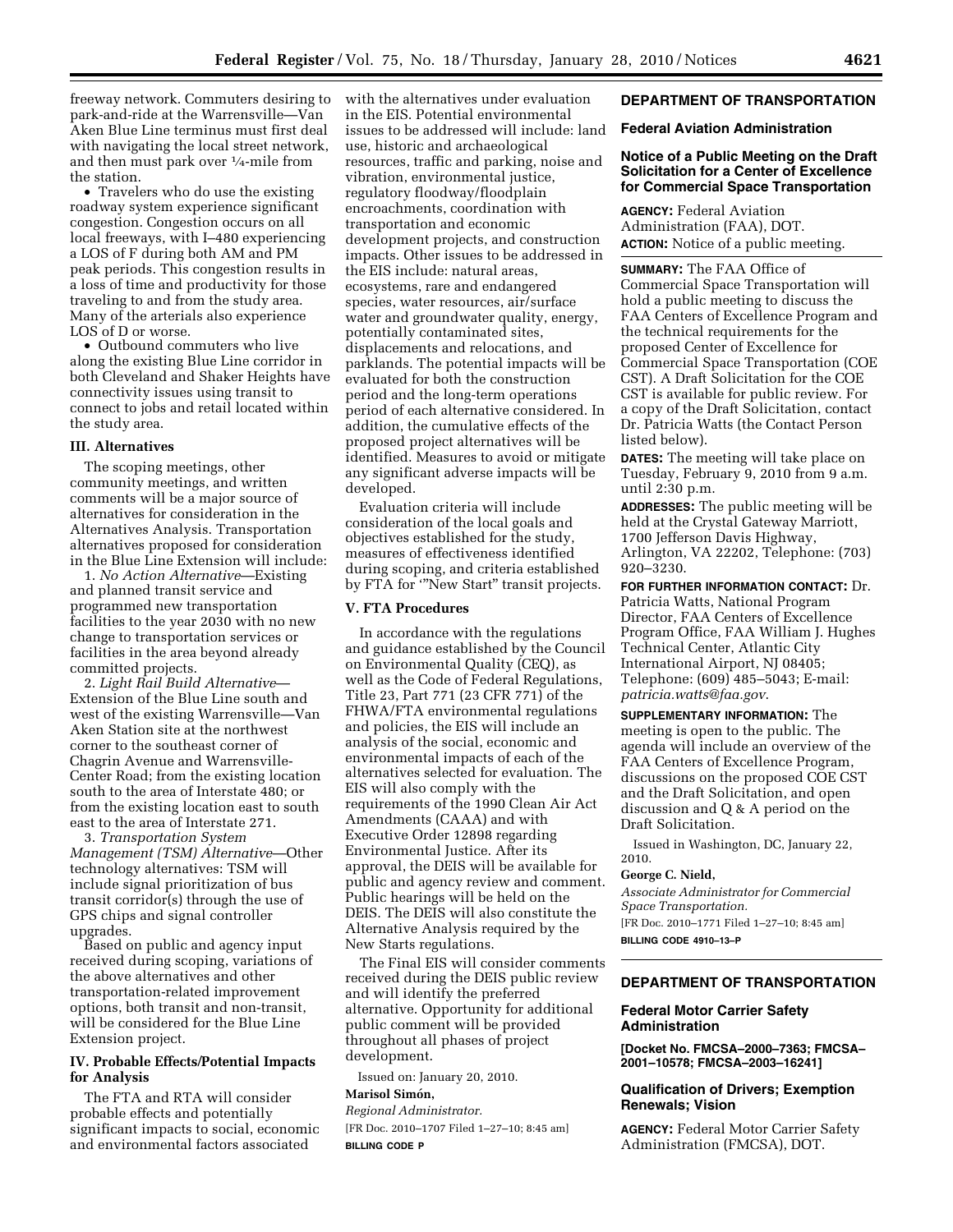freeway network. Commuters desiring to park-and-ride at the Warrensville—Van Aken Blue Line terminus must first deal with navigating the local street network, and then must park over ¼-mile from the station.

- Travelers who do use the existing roadway system experience significant congestion. Congestion occurs on all local freeways, with I–480 experiencing a LOS of F during both AM and PM peak periods. This congestion results in a loss of time and productivity for those traveling to and from the study area. Many of the arterials also experience LOS of D or worse.
- Outbound commuters who live along the existing Blue Line corridor in both Cleveland and Shaker Heights have connectivity issues using transit to connect to jobs and retail located within the study area.

### III. Alternatives

The scoping meetings, other community meetings, and written comments will be a major source of alternatives for consideration in the Alternatives Analysis. Transportation alternatives proposed for consideration in the Blue Line Extension will include:

1. *No Action Alternative*—Existing and planned transit service and programmed new transportation facilities to the year 2030 with no new change to transportation services or facilities in the area beyond already committed projects.

2. *Light Rail Build Alternative*—Extension of the Blue Line south and west of the existing Warrensville—Van Aken Station site at the northwest corner to the southeast corner of Chagrin Avenue and Warrensville-Center Road; from the existing location south to the area of Interstate 480; or from the existing location east to south east to the area of Interstate 271.

3. *Transportation System Management (TSM) Alternative*—Other technology alternatives: TSM will include signal prioritization of bus transit corridor(s) through the use of GPS chips and signal controller upgrades.

Based on public and agency input received during scoping, variations of the above alternatives and other transportation-related improvement options, both transit and non-transit, will be considered for the Blue Line Extension project.

### IV. Probable Effects/Potential Impacts for Analysis

The FTA and RTA will consider probable effects and potentially significant impacts to social, economic and environmental factors associated with the alternatives under evaluation in the EIS. Potential environmental issues to be addressed will include: land use, historic and archaeological resources, traffic and parking, noise and vibration, environmental justice, regulatory floodway/floodplain encroachments, coordination with transportation and economic development projects, and construction impacts. Other issues to be addressed in the EIS include: natural areas, ecosystems, rare and endangered species, water resources, air/surface water and groundwater quality, energy, potentially contaminated sites, displacements and relocations, and parklands. The potential impacts will be evaluated for both the construction period and the long-term operations period of each alternative considered. In addition, the cumulative effects of the proposed project alternatives will be identified. Measures to avoid or mitigate any significant adverse impacts will be developed.

Evaluation criteria will include consideration of the local goals and objectives established for the study, measures of effectiveness identified during scoping, and criteria established by FTA for '"New Start" transit projects.

### V. FTA Procedures

In accordance with the regulations and guidance established by the Council on Environmental Quality (CEQ), as well as the Code of Federal Regulations, Title 23, Part 771 (23 CFR 771) of the FHWA/FTA environmental regulations and policies, the EIS will include an analysis of the social, economic and environmental impacts of each of the alternatives selected for evaluation. The EIS will also comply with the requirements of the 1990 Clean Air Act Amendments (CAAA) and with Executive Order 12898 regarding Environmental Justice. After its approval, the DEIS will be available for public and agency review and comment. Public hearings will be held on the DEIS. The DEIS will also constitute the Alternative Analysis required by the New Starts regulations.

The Final EIS will consider comments received during the DEIS public review and will identify the preferred alternative. Opportunity for additional public comment will be provided throughout all phases of project development.

Issued on: January 20, 2010.

**Marisol Simón,**

*Regional Administrator.*

[FR Doc. 2010–1707 Filed 1–27–10; 8:45 am]

**BILLING CODE P**

---

## DEPARTMENT OF TRANSPORTATION

### Federal Aviation Administration

### Notice of a Public Meeting on the Draft Solicitation for a Center of Excellence for Commercial Space Transportation

**AGENCY:** Federal Aviation Administration (FAA), DOT.

**ACTION:** Notice of a public meeting.

**SUMMARY:** The FAA Office of Commercial Space Transportation will hold a public meeting to discuss the FAA Centers of Excellence Program and the technical requirements for the proposed Center of Excellence for Commercial Space Transportation (COE CST). A Draft Solicitation for the COE CST is available for public review. For a copy of the Draft Solicitation, contact Dr. Patricia Watts (the Contact Person listed below).

**DATES:** The meeting will take place on Tuesday, February 9, 2010 from 9 a.m. until 2:30 p.m.

**ADDRESSES:** The public meeting will be held at the Crystal Gateway Marriott, 1700 Jefferson Davis Highway, Arlington, VA 22202, Telephone: (703) 920–3230.

**FOR FURTHER INFORMATION CONTACT:** Dr. Patricia Watts, National Program Director, FAA Centers of Excellence Program Office, FAA William J. Hughes Technical Center, Atlantic City International Airport, NJ 08405; Telephone: (609) 485–5043; E-mail: *patricia.watts@faa.gov.*

**SUPPLEMENTARY INFORMATION:** The meeting is open to the public. The agenda will include an overview of the FAA Centers of Excellence Program, discussions on the proposed COE CST and the Draft Solicitation, and open discussion and Q & A period on the Draft Solicitation.

Issued in Washington, DC, January 22, 2010.

**George C. Nield,**

*Associate Administrator for Commercial Space Transportation.*

[FR Doc. 2010–1771 Filed 1–27–10; 8:45 am]

**BILLING CODE 4910–13–P**

---

## DEPARTMENT OF TRANSPORTATION

### Federal Motor Carrier Safety Administration

**[Docket No. FMCSA–2000–7363; FMCSA–2001–10578; FMCSA–2003–16241]**

### Qualification of Drivers; Exemption Renewals; Vision

**AGENCY:** Federal Motor Carrier Safety Administration (FMCSA), DOT.